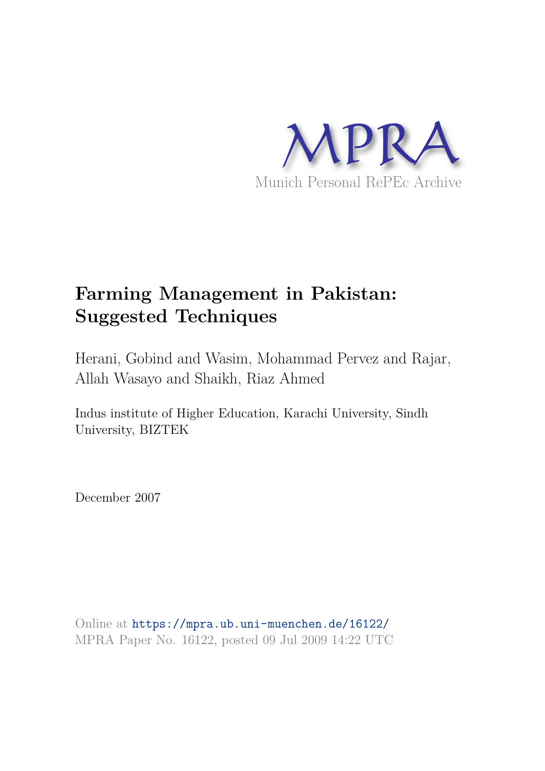MPRA

Munich Personal RePEc Archive

# Farming Management in Pakistan: Suggested Techniques

Herani, Gobind and Wasim, Mohammad Pervez and Rajar, Allah Wasayo and Shaikh, Riaz Ahmed

Indus institute of Higher Education, Karachi University, Sindh University, BIZTEK

December 2007

Online at https://mpra.ub.uni-muenchen.de/16122/
MPRA Paper No. 16122, posted 09 Jul 2009 14:22 UTC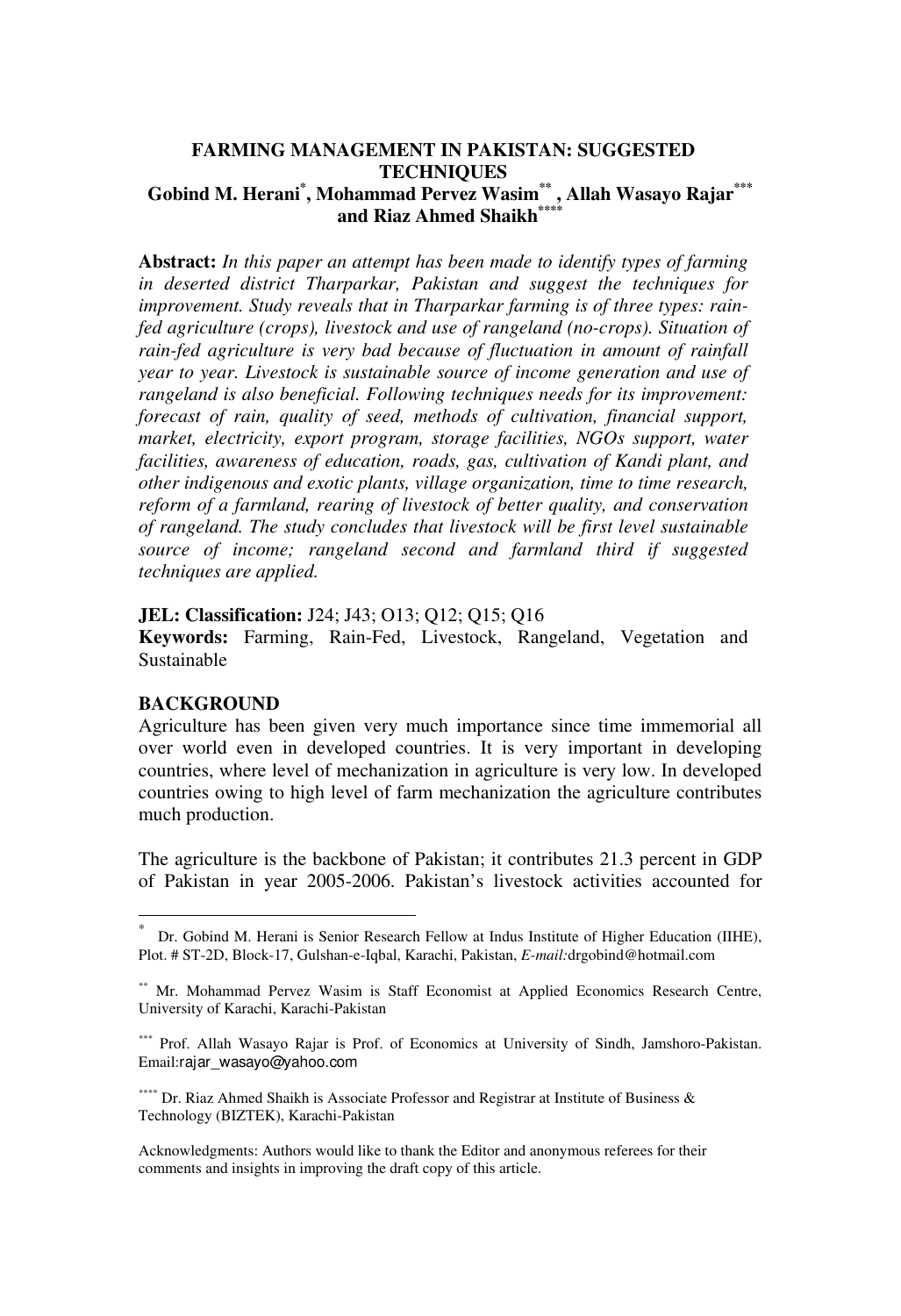# FARMING MANAGEMENT IN PAKISTAN: SUGGESTED TECHNIQUES

**Gobind M. Herani[*], Mohammad Pervez Wasim[**], Allah Wasayo Rajar[***] and Riaz Ahmed Shaikh[****]**

**Abstract:** *In this paper an attempt has been made to identify types of farming in deserted district Tharparkar, Pakistan and suggest the techniques for improvement. Study reveals that in Tharparkar farming is of three types: rain-fed agriculture (crops), livestock and use of rangeland (no-crops). Situation of rain-fed agriculture is very bad because of fluctuation in amount of rainfall year to year. Livestock is sustainable source of income generation and use of rangeland is also beneficial. Following techniques needs for its improvement: forecast of rain, quality of seed, methods of cultivation, financial support, market, electricity, export program, storage facilities, NGOs support, water facilities, awareness of education, roads, gas, cultivation of Kandi plant, and other indigenous and exotic plants, village organization, time to time research, reform of a farmland, rearing of livestock of better quality, and conservation of rangeland. The study concludes that livestock will be first level sustainable source of income; rangeland second and farmland third if suggested techniques are applied.*

**JEL: Classification:** J24; J43; O13; Q12; Q15; Q16

**Keywords:** Farming, Rain-Fed, Livestock, Rangeland, Vegetation and Sustainable

## BACKGROUND

Agriculture has been given very much importance since time immemorial all over world even in developed countries. It is very important in developing countries, where level of mechanization in agriculture is very low. In developed countries owing to high level of farm mechanization the agriculture contributes much production.

The agriculture is the backbone of Pakistan; it contributes 21.3 percent in GDP of Pakistan in year 2005-2006. Pakistan's livestock activities accounted for

---

[*] Dr. Gobind M. Herani is Senior Research Fellow at Indus Institute of Higher Education (IIHE), Plot. # ST-2D, Block-17, Gulshan-e-Iqbal, Karachi, Pakistan, *E-mail:*drgobind@hotmail.com

[**] Mr. Mohammad Pervez Wasim is Staff Economist at Applied Economics Research Centre, University of Karachi, Karachi-Pakistan

[***] Prof. Allah Wasayo Rajar is Prof. of Economics at University of Sindh, Jamshoro-Pakistan. Email:rajar_wasayo@yahoo.com

[****] Dr. Riaz Ahmed Shaikh is Associate Professor and Registrar at Institute of Business & Technology (BIZTEK), Karachi-Pakistan

Acknowledgments: Authors would like to thank the Editor and anonymous referees for their comments and insights in improving the draft copy of this article.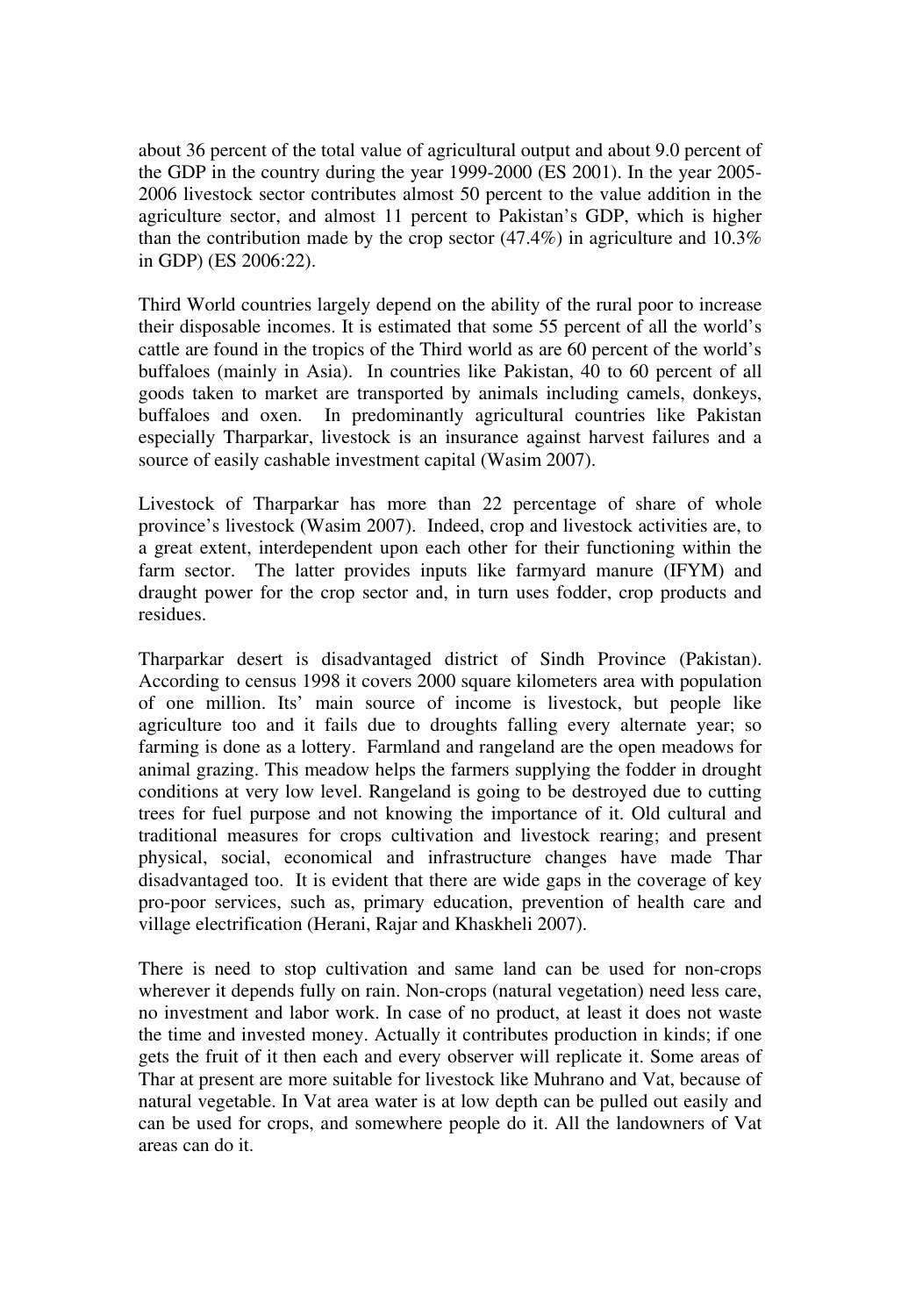about 36 percent of the total value of agricultural output and about 9.0 percent of the GDP in the country during the year 1999-2000 (ES 2001). In the year 2005-2006 livestock sector contributes almost 50 percent to the value addition in the agriculture sector, and almost 11 percent to Pakistan's GDP, which is higher than the contribution made by the crop sector (47.4%) in agriculture and 10.3% in GDP) (ES 2006:22).

Third World countries largely depend on the ability of the rural poor to increase their disposable incomes. It is estimated that some 55 percent of all the world's cattle are found in the tropics of the Third world as are 60 percent of the world's buffaloes (mainly in Asia). In countries like Pakistan, 40 to 60 percent of all goods taken to market are transported by animals including camels, donkeys, buffaloes and oxen. In predominantly agricultural countries like Pakistan especially Tharparkar, livestock is an insurance against harvest failures and a source of easily cashable investment capital (Wasim 2007).

Livestock of Tharparkar has more than 22 percentage of share of whole province's livestock (Wasim 2007). Indeed, crop and livestock activities are, to a great extent, interdependent upon each other for their functioning within the farm sector. The latter provides inputs like farmyard manure (IFYM) and draught power for the crop sector and, in turn uses fodder, crop products and residues.

Tharparkar desert is disadvantaged district of Sindh Province (Pakistan). According to census 1998 it covers 2000 square kilometers area with population of one million. Its' main source of income is livestock, but people like agriculture too and it fails due to droughts falling every alternate year; so farming is done as a lottery. Farmland and rangeland are the open meadows for animal grazing. This meadow helps the farmers supplying the fodder in drought conditions at very low level. Rangeland is going to be destroyed due to cutting trees for fuel purpose and not knowing the importance of it. Old cultural and traditional measures for crops cultivation and livestock rearing; and present physical, social, economical and infrastructure changes have made Thar disadvantaged too. It is evident that there are wide gaps in the coverage of key pro-poor services, such as, primary education, prevention of health care and village electrification (Herani, Rajar and Khaskheli 2007).

There is need to stop cultivation and same land can be used for non-crops wherever it depends fully on rain. Non-crops (natural vegetation) need less care, no investment and labor work. In case of no product, at least it does not waste the time and invested money. Actually it contributes production in kinds; if one gets the fruit of it then each and every observer will replicate it. Some areas of Thar at present are more suitable for livestock like Muhrano and Vat, because of natural vegetable. In Vat area water is at low depth can be pulled out easily and can be used for crops, and somewhere people do it. All the landowners of Vat areas can do it.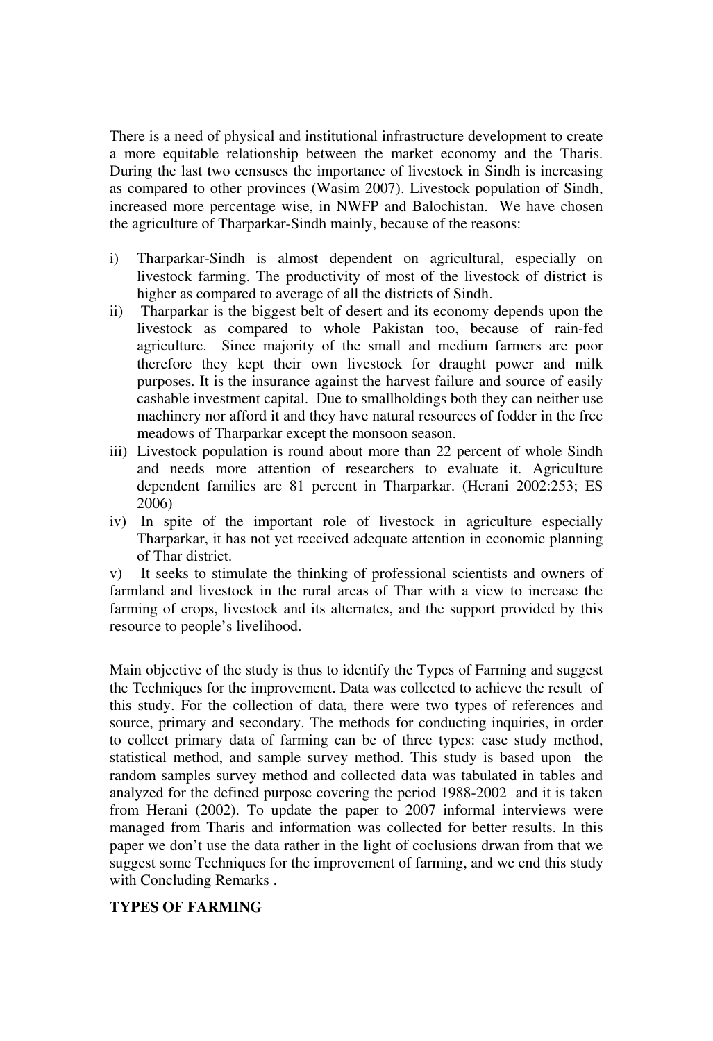There is a need of physical and institutional infrastructure development to create a more equitable relationship between the market economy and the Tharis. During the last two censuses the importance of livestock in Sindh is increasing as compared to other provinces (Wasim 2007). Livestock population of Sindh, increased more percentage wise, in NWFP and Balochistan. We have chosen the agriculture of Tharparkar-Sindh mainly, because of the reasons:

i) Tharparkar-Sindh is almost dependent on agricultural, especially on livestock farming. The productivity of most of the livestock of district is higher as compared to average of all the districts of Sindh.
ii) Tharparkar is the biggest belt of desert and its economy depends upon the livestock as compared to whole Pakistan too, because of rain-fed agriculture. Since majority of the small and medium farmers are poor therefore they kept their own livestock for draught power and milk purposes. It is the insurance against the harvest failure and source of easily cashable investment capital. Due to smallholdings both they can neither use machinery nor afford it and they have natural resources of fodder in the free meadows of Tharparkar except the monsoon season.
iii) Livestock population is round about more than 22 percent of whole Sindh and needs more attention of researchers to evaluate it. Agriculture dependent families are 81 percent in Tharparkar. (Herani 2002:253; ES 2006)
iv) In spite of the important role of livestock in agriculture especially Tharparkar, it has not yet received adequate attention in economic planning of Thar district.
v) It seeks to stimulate the thinking of professional scientists and owners of farmland and livestock in the rural areas of Thar with a view to increase the farming of crops, livestock and its alternates, and the support provided by this resource to people's livelihood.

Main objective of the study is thus to identify the Types of Farming and suggest the Techniques for the improvement. Data was collected to achieve the result of this study. For the collection of data, there were two types of references and source, primary and secondary. The methods for conducting inquiries, in order to collect primary data of farming can be of three types: case study method, statistical method, and sample survey method. This study is based upon the random samples survey method and collected data was tabulated in tables and analyzed for the defined purpose covering the period 1988-2002 and it is taken from Herani (2002). To update the paper to 2007 informal interviews were managed from Tharis and information was collected for better results. In this paper we don't use the data rather in the light of coclusions drwan from that we suggest some Techniques for the improvement of farming, and we end this study with Concluding Remarks .

**TYPES OF FARMING**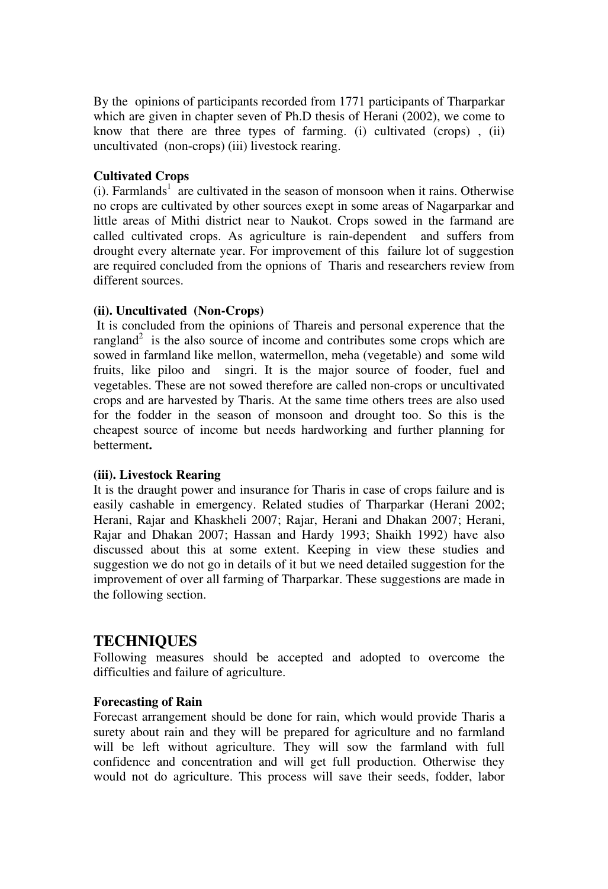By the opinions of participants recorded from 1771 participants of Tharparkar which are given in chapter seven of Ph.D thesis of Herani (2002), we come to know that there are three types of farming. (i) cultivated (crops) , (ii) uncultivated (non-crops) (iii) livestock rearing.

**Cultivated Crops**

(i). Farmlands[1] are cultivated in the season of monsoon when it rains. Otherwise no crops are cultivated by other sources exept in some areas of Nagarparkar and little areas of Mithi district near to Naukot. Crops sowed in the farmand are called cultivated crops. As agriculture is rain-dependent and suffers from drought every alternate year. For improvement of this failure lot of suggestion are required concluded from the opnions of Tharis and researchers review from different sources.

**(ii). Uncultivated (Non-Crops)**

It is concluded from the opinions of Thareis and personal experence that the rangland[2] is the also source of income and contributes some crops which are sowed in farmland like mellon, watermellon, meha (vegetable) and some wild fruits, like piloo and singri. It is the major source of fooder, fuel and vegetables. These are not sowed therefore are called non-crops or uncultivated crops and are harvested by Tharis. At the same time others trees are also used for the fodder in the season of monsoon and drought too. So this is the cheapest source of income but needs hardworking and further planning for betterment**.**

**(iii). Livestock Rearing**

It is the draught power and insurance for Tharis in case of crops failure and is easily cashable in emergency. Related studies of Tharparkar (Herani 2002; Herani, Rajar and Khaskheli 2007; Rajar, Herani and Dhakan 2007; Herani, Rajar and Dhakan 2007; Hassan and Hardy 1993; Shaikh 1992) have also discussed about this at some extent. Keeping in view these studies and suggestion we do not go in details of it but we need detailed suggestion for the improvement of over all farming of Tharparkar. These suggestions are made in the following section.

## TECHNIQUES

Following measures should be accepted and adopted to overcome the difficulties and failure of agriculture.

**Forecasting of Rain**

Forecast arrangement should be done for rain, which would provide Tharis a surety about rain and they will be prepared for agriculture and no farmland will be left without agriculture. They will sow the farmland with full confidence and concentration and will get full production. Otherwise they would not do agriculture. This process will save their seeds, fodder, labor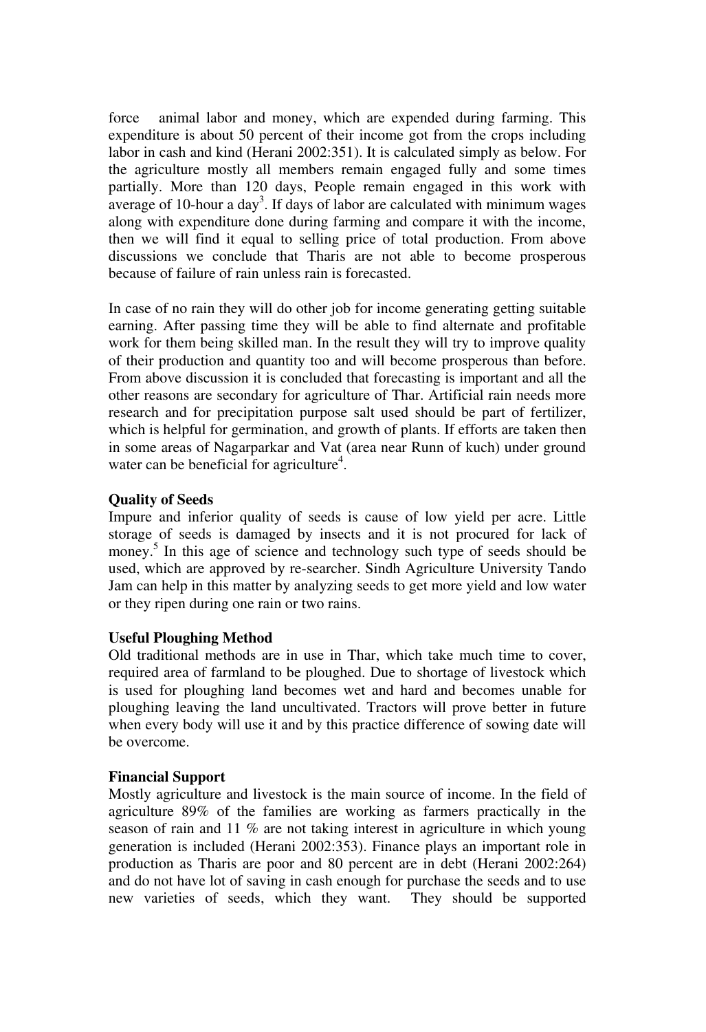force  animal labor and money, which are expended during farming. This expenditure is about 50 percent of their income got from the crops including labor in cash and kind (Herani 2002:351). It is calculated simply as below. For the agriculture mostly all members remain engaged fully and some times partially. More than 120 days, People remain engaged in this work with average of 10-hour a day[3]. If days of labor are calculated with minimum wages along with expenditure done during farming and compare it with the income, then we will find it equal to selling price of total production. From above discussions we conclude that Tharis are not able to become prosperous because of failure of rain unless rain is forecasted.

In case of no rain they will do other job for income generating getting suitable earning. After passing time they will be able to find alternate and profitable work for them being skilled man. In the result they will try to improve quality of their production and quantity too and will become prosperous than before. From above discussion it is concluded that forecasting is important and all the other reasons are secondary for agriculture of Thar. Artificial rain needs more research and for precipitation purpose salt used should be part of fertilizer, which is helpful for germination, and growth of plants. If efforts are taken then in some areas of Nagarparkar and Vat (area near Runn of kuch) under ground water can be beneficial for agriculture[4].

**Quality of Seeds**

Impure and inferior quality of seeds is cause of low yield per acre. Little storage of seeds is damaged by insects and it is not procured for lack of money.[5] In this age of science and technology such type of seeds should be used, which are approved by re-searcher. Sindh Agriculture University Tando Jam can help in this matter by analyzing seeds to get more yield and low water or they ripen during one rain or two rains.

**Useful Ploughing Method**

Old traditional methods are in use in Thar, which take much time to cover, required area of farmland to be ploughed. Due to shortage of livestock which is used for ploughing land becomes wet and hard and becomes unable for ploughing leaving the land uncultivated. Tractors will prove better in future when every body will use it and by this practice difference of sowing date will be overcome.

**Financial Support**

Mostly agriculture and livestock is the main source of income. In the field of agriculture 89% of the families are working as farmers practically in the season of rain and 11 % are not taking interest in agriculture in which young generation is included (Herani 2002:353). Finance plays an important role in production as Tharis are poor and 80 percent are in debt (Herani 2002:264) and do not have lot of saving in cash enough for purchase the seeds and to use new varieties of seeds, which they want.  They should be supported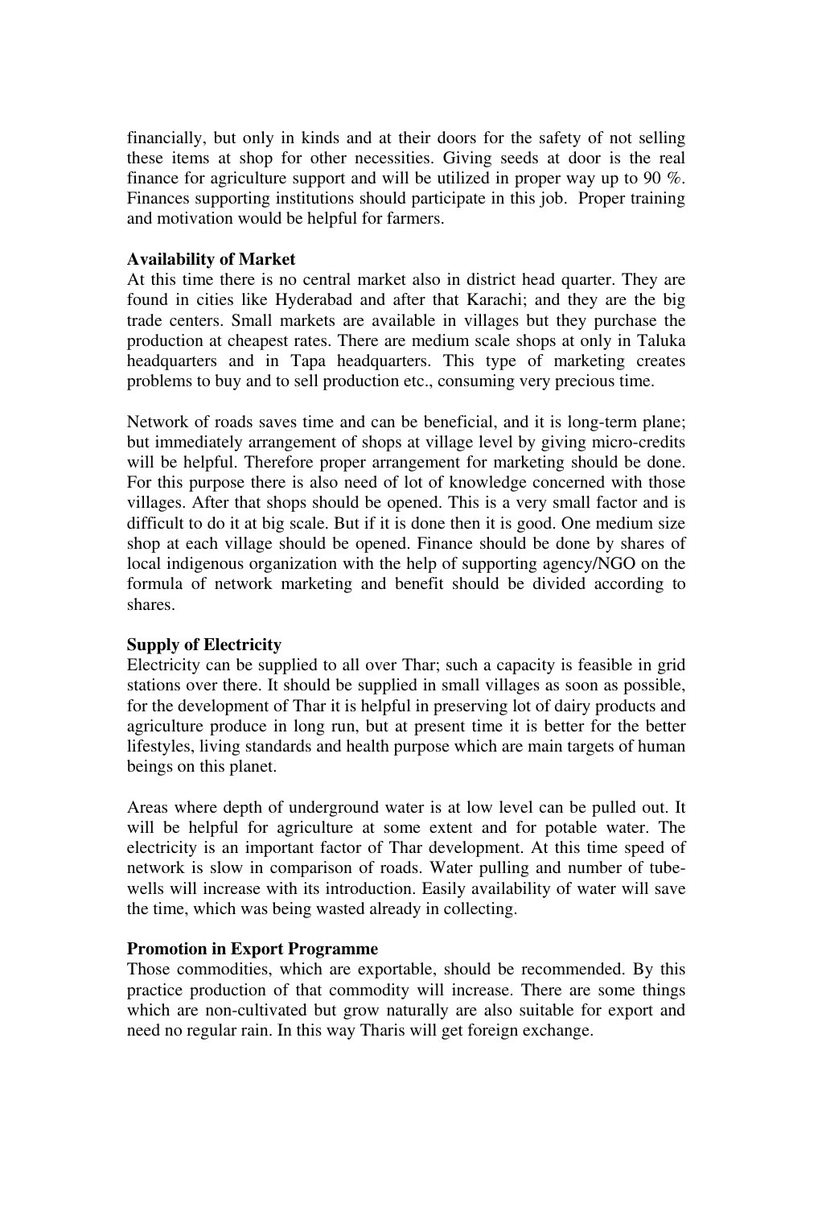financially, but only in kinds and at their doors for the safety of not selling these items at shop for other necessities. Giving seeds at door is the real finance for agriculture support and will be utilized in proper way up to 90 %. Finances supporting institutions should participate in this job. Proper training and motivation would be helpful for farmers.

**Availability of Market**

At this time there is no central market also in district head quarter. They are found in cities like Hyderabad and after that Karachi; and they are the big trade centers. Small markets are available in villages but they purchase the production at cheapest rates. There are medium scale shops at only in Taluka headquarters and in Tapa headquarters. This type of marketing creates problems to buy and to sell production etc., consuming very precious time.

Network of roads saves time and can be beneficial, and it is long-term plane; but immediately arrangement of shops at village level by giving micro-credits will be helpful. Therefore proper arrangement for marketing should be done. For this purpose there is also need of lot of knowledge concerned with those villages. After that shops should be opened. This is a very small factor and is difficult to do it at big scale. But if it is done then it is good. One medium size shop at each village should be opened. Finance should be done by shares of local indigenous organization with the help of supporting agency/NGO on the formula of network marketing and benefit should be divided according to shares.

**Supply of Electricity**

Electricity can be supplied to all over Thar; such a capacity is feasible in grid stations over there. It should be supplied in small villages as soon as possible, for the development of Thar it is helpful in preserving lot of dairy products and agriculture produce in long run, but at present time it is better for the better lifestyles, living standards and health purpose which are main targets of human beings on this planet.

Areas where depth of underground water is at low level can be pulled out. It will be helpful for agriculture at some extent and for potable water. The electricity is an important factor of Thar development. At this time speed of network is slow in comparison of roads. Water pulling and number of tube-wells will increase with its introduction. Easily availability of water will save the time, which was being wasted already in collecting.

**Promotion in Export Programme**

Those commodities, which are exportable, should be recommended. By this practice production of that commodity will increase. There are some things which are non-cultivated but grow naturally are also suitable for export and need no regular rain. In this way Tharis will get foreign exchange.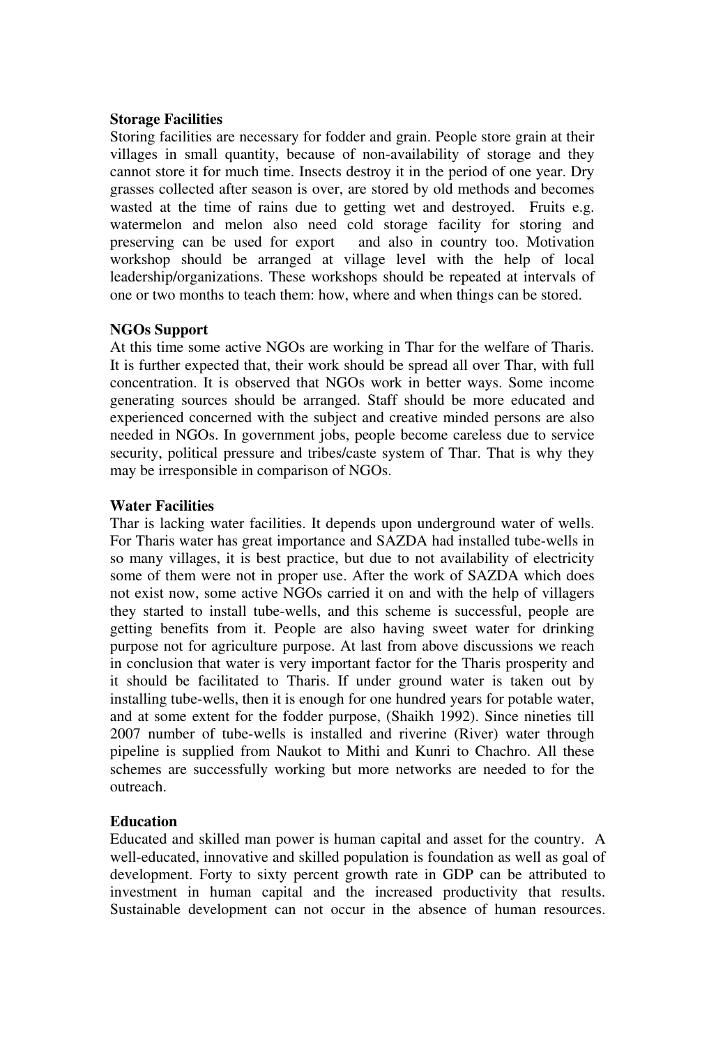**Storage Facilities**

Storing facilities are necessary for fodder and grain. People store grain at their villages in small quantity, because of non-availability of storage and they cannot store it for much time. Insects destroy it in the period of one year. Dry grasses collected after season is over, are stored by old methods and becomes wasted at the time of rains due to getting wet and destroyed. Fruits e.g. watermelon and melon also need cold storage facility for storing and preserving can be used for export and also in country too. Motivation workshop should be arranged at village level with the help of local leadership/organizations. These workshops should be repeated at intervals of one or two months to teach them: how, where and when things can be stored.

**NGOs Support**

At this time some active NGOs are working in Thar for the welfare of Tharis. It is further expected that, their work should be spread all over Thar, with full concentration. It is observed that NGOs work in better ways. Some income generating sources should be arranged. Staff should be more educated and experienced concerned with the subject and creative minded persons are also needed in NGOs. In government jobs, people become careless due to service security, political pressure and tribes/caste system of Thar. That is why they may be irresponsible in comparison of NGOs.

**Water Facilities**

Thar is lacking water facilities. It depends upon underground water of wells. For Tharis water has great importance and SAZDA had installed tube-wells in so many villages, it is best practice, but due to not availability of electricity some of them were not in proper use. After the work of SAZDA which does not exist now, some active NGOs carried it on and with the help of villagers they started to install tube-wells, and this scheme is successful, people are getting benefits from it. People are also having sweet water for drinking purpose not for agriculture purpose. At last from above discussions we reach in conclusion that water is very important factor for the Tharis prosperity and it should be facilitated to Tharis. If under ground water is taken out by installing tube-wells, then it is enough for one hundred years for potable water, and at some extent for the fodder purpose, (Shaikh 1992). Since nineties till 2007 number of tube-wells is installed and riverine (River) water through pipeline is supplied from Naukot to Mithi and Kunri to Chachro. All these schemes are successfully working but more networks are needed to for the outreach.

**Education**

Educated and skilled man power is human capital and asset for the country. A well-educated, innovative and skilled population is foundation as well as goal of development. Forty to sixty percent growth rate in GDP can be attributed to investment in human capital and the increased productivity that results. Sustainable development can not occur in the absence of human resources.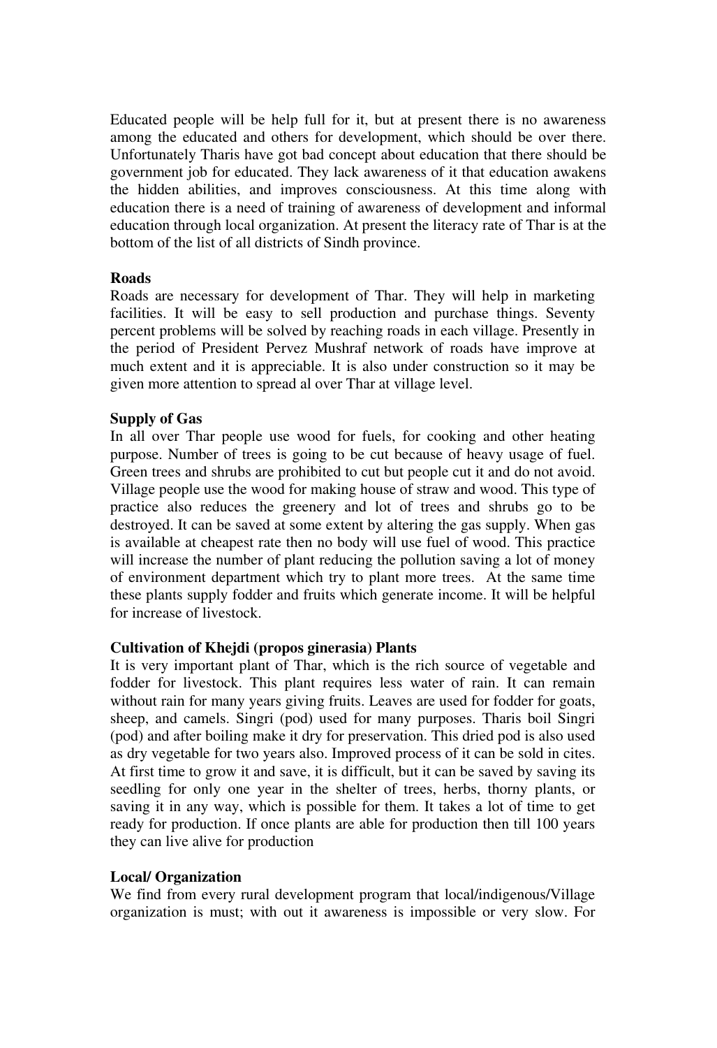Educated people will be help full for it, but at present there is no awareness among the educated and others for development, which should be over there. Unfortunately Tharis have got bad concept about education that there should be government job for educated. They lack awareness of it that education awakens the hidden abilities, and improves consciousness. At this time along with education there is a need of training of awareness of development and informal education through local organization. At present the literacy rate of Thar is at the bottom of the list of all districts of Sindh province.

**Roads**

Roads are necessary for development of Thar. They will help in marketing facilities. It will be easy to sell production and purchase things. Seventy percent problems will be solved by reaching roads in each village. Presently in the period of President Pervez Mushraf network of roads have improve at much extent and it is appreciable. It is also under construction so it may be given more attention to spread al over Thar at village level.

**Supply of Gas**

In all over Thar people use wood for fuels, for cooking and other heating purpose. Number of trees is going to be cut because of heavy usage of fuel. Green trees and shrubs are prohibited to cut but people cut it and do not avoid. Village people use the wood for making house of straw and wood. This type of practice also reduces the greenery and lot of trees and shrubs go to be destroyed. It can be saved at some extent by altering the gas supply. When gas is available at cheapest rate then no body will use fuel of wood. This practice will increase the number of plant reducing the pollution saving a lot of money of environment department which try to plant more trees. At the same time these plants supply fodder and fruits which generate income. It will be helpful for increase of livestock.

**Cultivation of Khejdi (propos ginerasia) Plants**

It is very important plant of Thar, which is the rich source of vegetable and fodder for livestock. This plant requires less water of rain. It can remain without rain for many years giving fruits. Leaves are used for fodder for goats, sheep, and camels. Singri (pod) used for many purposes. Tharis boil Singri (pod) and after boiling make it dry for preservation. This dried pod is also used as dry vegetable for two years also. Improved process of it can be sold in cites. At first time to grow it and save, it is difficult, but it can be saved by saving its seedling for only one year in the shelter of trees, herbs, thorny plants, or saving it in any way, which is possible for them. It takes a lot of time to get ready for production. If once plants are able for production then till 100 years they can live alive for production

**Local/ Organization**

We find from every rural development program that local/indigenous/Village organization is must; with out it awareness is impossible or very slow. For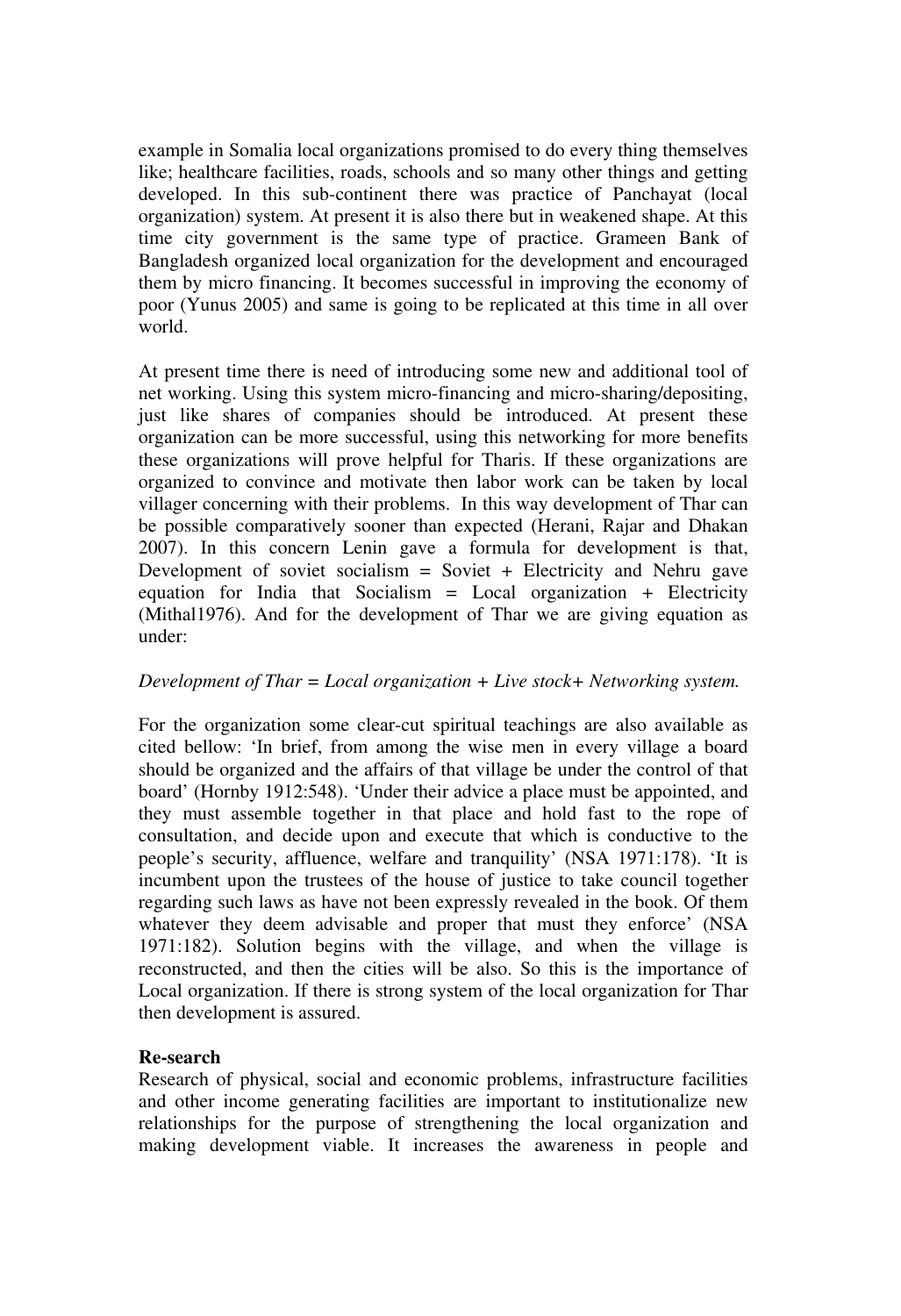example in Somalia local organizations promised to do every thing themselves like; healthcare facilities, roads, schools and so many other things and getting developed. In this sub-continent there was practice of Panchayat (local organization) system. At present it is also there but in weakened shape. At this time city government is the same type of practice. Grameen Bank of Bangladesh organized local organization for the development and encouraged them by micro financing. It becomes successful in improving the economy of poor (Yunus 2005) and same is going to be replicated at this time in all over world.

At present time there is need of introducing some new and additional tool of net working. Using this system micro-financing and micro-sharing/depositing, just like shares of companies should be introduced. At present these organization can be more successful, using this networking for more benefits these organizations will prove helpful for Tharis. If these organizations are organized to convince and motivate then labor work can be taken by local villager concerning with their problems. In this way development of Thar can be possible comparatively sooner than expected (Herani, Rajar and Dhakan 2007). In this concern Lenin gave a formula for development is that, Development of soviet socialism = Soviet + Electricity and Nehru gave equation for India that Socialism = Local organization + Electricity (Mithal1976). And for the development of Thar we are giving equation as under:

*Development of Thar = Local organization + Live stock+ Networking system.*

For the organization some clear-cut spiritual teachings are also available as cited bellow: 'In brief, from among the wise men in every village a board should be organized and the affairs of that village be under the control of that board' (Hornby 1912:548). 'Under their advice a place must be appointed, and they must assemble together in that place and hold fast to the rope of consultation, and decide upon and execute that which is conductive to the people's security, affluence, welfare and tranquility' (NSA 1971:178). 'It is incumbent upon the trustees of the house of justice to take council together regarding such laws as have not been expressly revealed in the book. Of them whatever they deem advisable and proper that must they enforce' (NSA 1971:182). Solution begins with the village, and when the village is reconstructed, and then the cities will be also. So this is the importance of Local organization. If there is strong system of the local organization for Thar then development is assured.

**Re-search**

Research of physical, social and economic problems, infrastructure facilities and other income generating facilities are important to institutionalize new relationships for the purpose of strengthening the local organization and making development viable. It increases the awareness in people and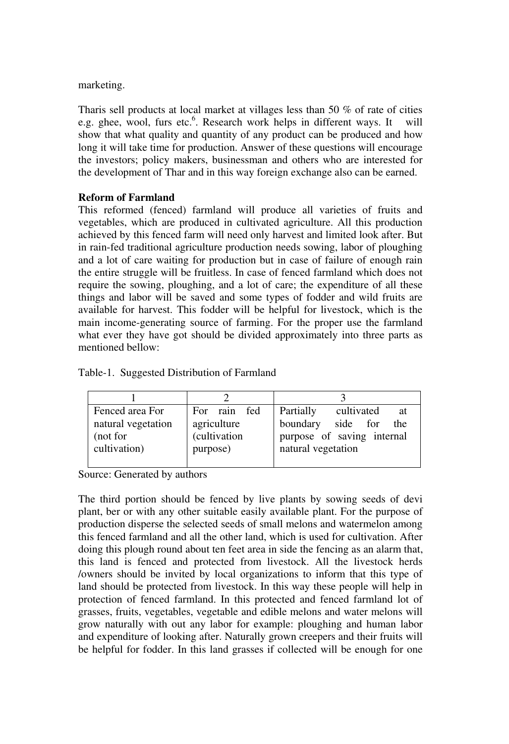marketing.

Tharis sell products at local market at villages less than 50 % of rate of cities e.g. ghee, wool, furs etc.[6]. Research work helps in different ways. It will show that what quality and quantity of any product can be produced and how long it will take time for production. Answer of these questions will encourage the investors; policy makers, businessman and others who are interested for the development of Thar and in this way foreign exchange also can be earned.

**Reform of Farmland**

This reformed (fenced) farmland will produce all varieties of fruits and vegetables, which are produced in cultivated agriculture. All this production achieved by this fenced farm will need only harvest and limited look after. But in rain-fed traditional agriculture production needs sowing, labor of ploughing and a lot of care waiting for production but in case of failure of enough rain the entire struggle will be fruitless. In case of fenced farmland which does not require the sowing, ploughing, and a lot of care; the expenditure of all these things and labor will be saved and some types of fodder and wild fruits are available for harvest. This fodder will be helpful for livestock, which is the main income-generating source of farming. For the proper use the farmland what ever they have got should be divided approximately into three parts as mentioned bellow:

Table-1. Suggested Distribution of Farmland

| 1 | 2 | 3 |
|---|---|---|
| Fenced area For natural vegetation (not for cultivation) | For rain fed agriculture (cultivation purpose) | Partially cultivated at boundary side for the purpose of saving internal natural vegetation |

Source: Generated by authors

The third portion should be fenced by live plants by sowing seeds of devi plant, ber or with any other suitable easily available plant. For the purpose of production disperse the selected seeds of small melons and watermelon among this fenced farmland and all the other land, which is used for cultivation. After doing this plough round about ten feet area in side the fencing as an alarm that, this land is fenced and protected from livestock. All the livestock herds /owners should be invited by local organizations to inform that this type of land should be protected from livestock. In this way these people will help in protection of fenced farmland. In this protected and fenced farmland lot of grasses, fruits, vegetables, vegetable and edible melons and water melons will grow naturally with out any labor for example: ploughing and human labor and expenditure of looking after. Naturally grown creepers and their fruits will be helpful for fodder. In this land grasses if collected will be enough for one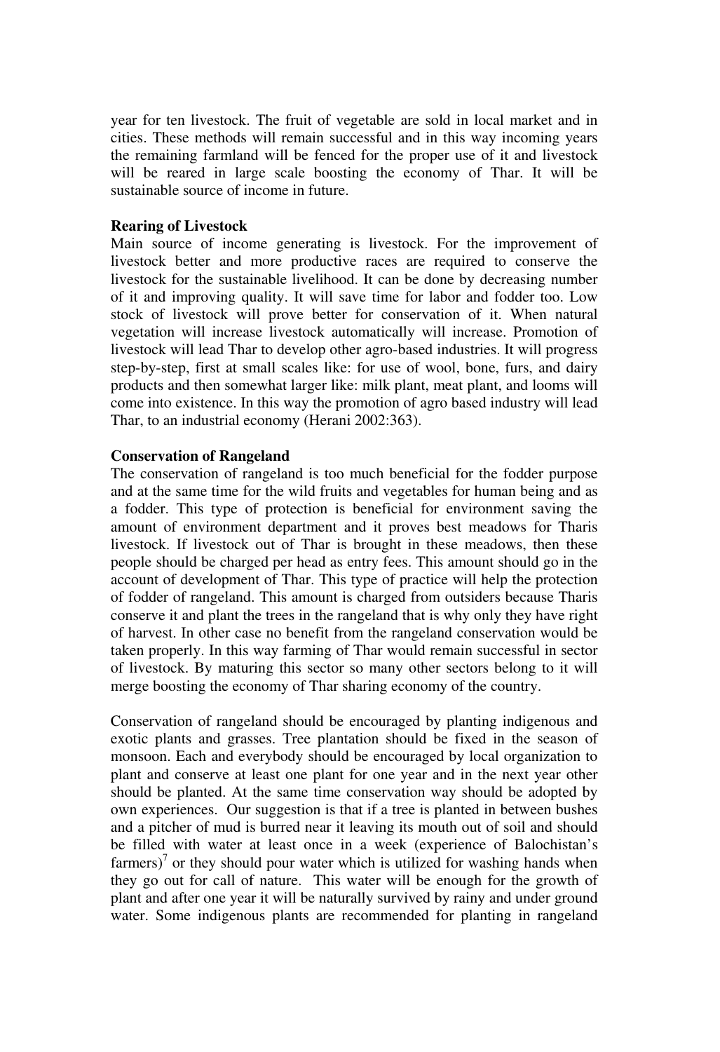year for ten livestock. The fruit of vegetable are sold in local market and in cities. These methods will remain successful and in this way incoming years the remaining farmland will be fenced for the proper use of it and livestock will be reared in large scale boosting the economy of Thar. It will be sustainable source of income in future.

**Rearing of Livestock**

Main source of income generating is livestock. For the improvement of livestock better and more productive races are required to conserve the livestock for the sustainable livelihood. It can be done by decreasing number of it and improving quality. It will save time for labor and fodder too. Low stock of livestock will prove better for conservation of it. When natural vegetation will increase livestock automatically will increase. Promotion of livestock will lead Thar to develop other agro-based industries. It will progress step-by-step, first at small scales like: for use of wool, bone, furs, and dairy products and then somewhat larger like: milk plant, meat plant, and looms will come into existence. In this way the promotion of agro based industry will lead Thar, to an industrial economy (Herani 2002:363).

**Conservation of Rangeland**

The conservation of rangeland is too much beneficial for the fodder purpose and at the same time for the wild fruits and vegetables for human being and as a fodder. This type of protection is beneficial for environment saving the amount of environment department and it proves best meadows for Tharis livestock. If livestock out of Thar is brought in these meadows, then these people should be charged per head as entry fees. This amount should go in the account of development of Thar. This type of practice will help the protection of fodder of rangeland. This amount is charged from outsiders because Tharis conserve it and plant the trees in the rangeland that is why only they have right of harvest. In other case no benefit from the rangeland conservation would be taken properly. In this way farming of Thar would remain successful in sector of livestock. By maturing this sector so many other sectors belong to it will merge boosting the economy of Thar sharing economy of the country.

Conservation of rangeland should be encouraged by planting indigenous and exotic plants and grasses. Tree plantation should be fixed in the season of monsoon. Each and everybody should be encouraged by local organization to plant and conserve at least one plant for one year and in the next year other should be planted. At the same time conservation way should be adopted by own experiences. Our suggestion is that if a tree is planted in between bushes and a pitcher of mud is burred near it leaving its mouth out of soil and should be filled with water at least once in a week (experience of Balochistan's farmers)[7] or they should pour water which is utilized for washing hands when they go out for call of nature. This water will be enough for the growth of plant and after one year it will be naturally survived by rainy and under ground water. Some indigenous plants are recommended for planting in rangeland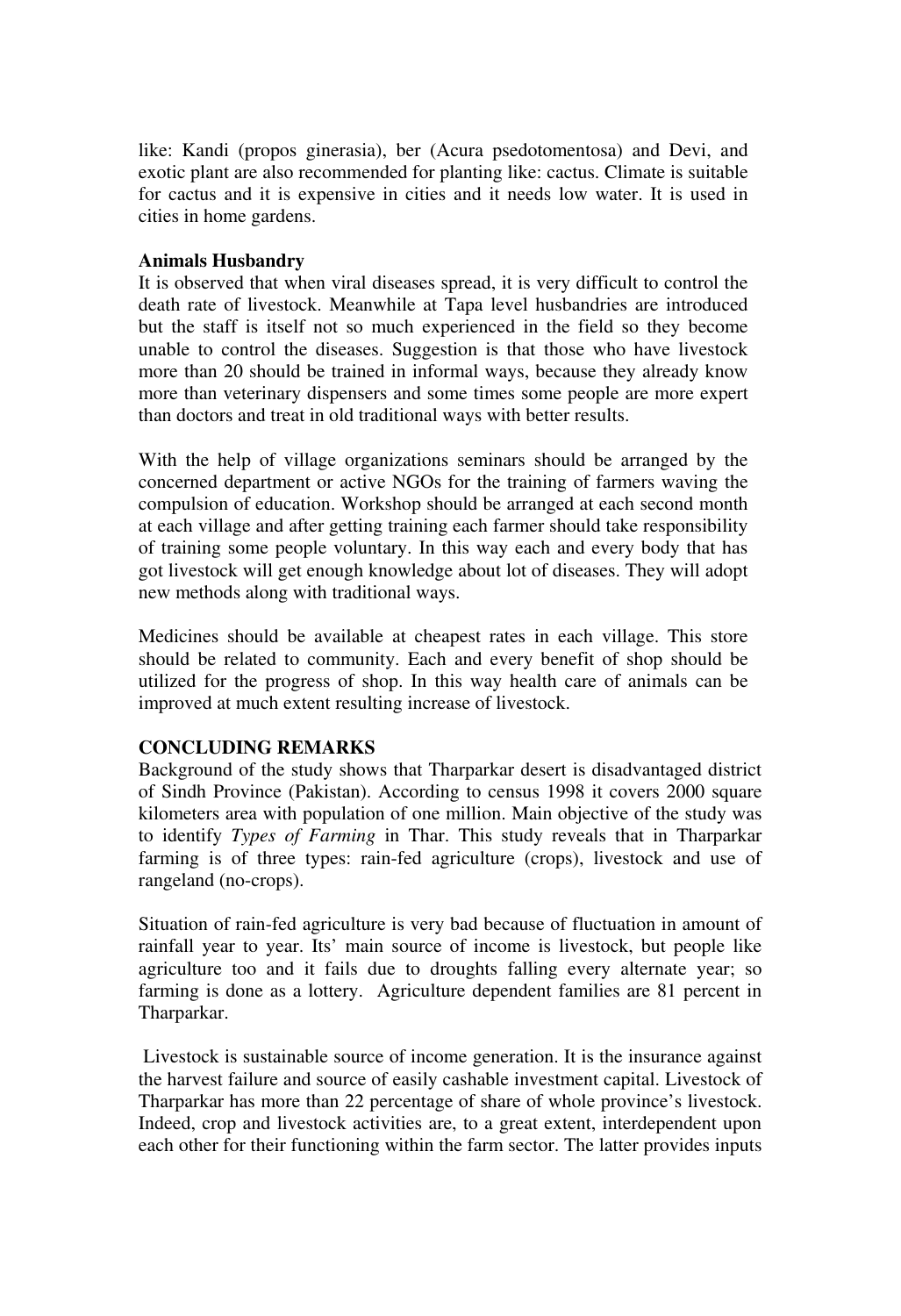like: Kandi (propos ginerasia), ber (Acura psedotomentosa) and Devi, and exotic plant are also recommended for planting like: cactus. Climate is suitable for cactus and it is expensive in cities and it needs low water. It is used in cities in home gardens.

**Animals Husbandry**

It is observed that when viral diseases spread, it is very difficult to control the death rate of livestock. Meanwhile at Tapa level husbandries are introduced but the staff is itself not so much experienced in the field so they become unable to control the diseases. Suggestion is that those who have livestock more than 20 should be trained in informal ways, because they already know more than veterinary dispensers and some times some people are more expert than doctors and treat in old traditional ways with better results.

With the help of village organizations seminars should be arranged by the concerned department or active NGOs for the training of farmers waving the compulsion of education. Workshop should be arranged at each second month at each village and after getting training each farmer should take responsibility of training some people voluntary. In this way each and every body that has got livestock will get enough knowledge about lot of diseases. They will adopt new methods along with traditional ways.

Medicines should be available at cheapest rates in each village. This store should be related to community. Each and every benefit of shop should be utilized for the progress of shop. In this way health care of animals can be improved at much extent resulting increase of livestock.

## CONCLUDING REMARKS

Background of the study shows that Tharparkar desert is disadvantaged district of Sindh Province (Pakistan). According to census 1998 it covers 2000 square kilometers area with population of one million. Main objective of the study was to identify *Types of Farming* in Thar. This study reveals that in Tharparkar farming is of three types: rain-fed agriculture (crops), livestock and use of rangeland (no-crops).

Situation of rain-fed agriculture is very bad because of fluctuation in amount of rainfall year to year. Its' main source of income is livestock, but people like agriculture too and it fails due to droughts falling every alternate year; so farming is done as a lottery. Agriculture dependent families are 81 percent in Tharparkar.

Livestock is sustainable source of income generation. It is the insurance against the harvest failure and source of easily cashable investment capital. Livestock of Tharparkar has more than 22 percentage of share of whole province's livestock. Indeed, crop and livestock activities are, to a great extent, interdependent upon each other for their functioning within the farm sector. The latter provides inputs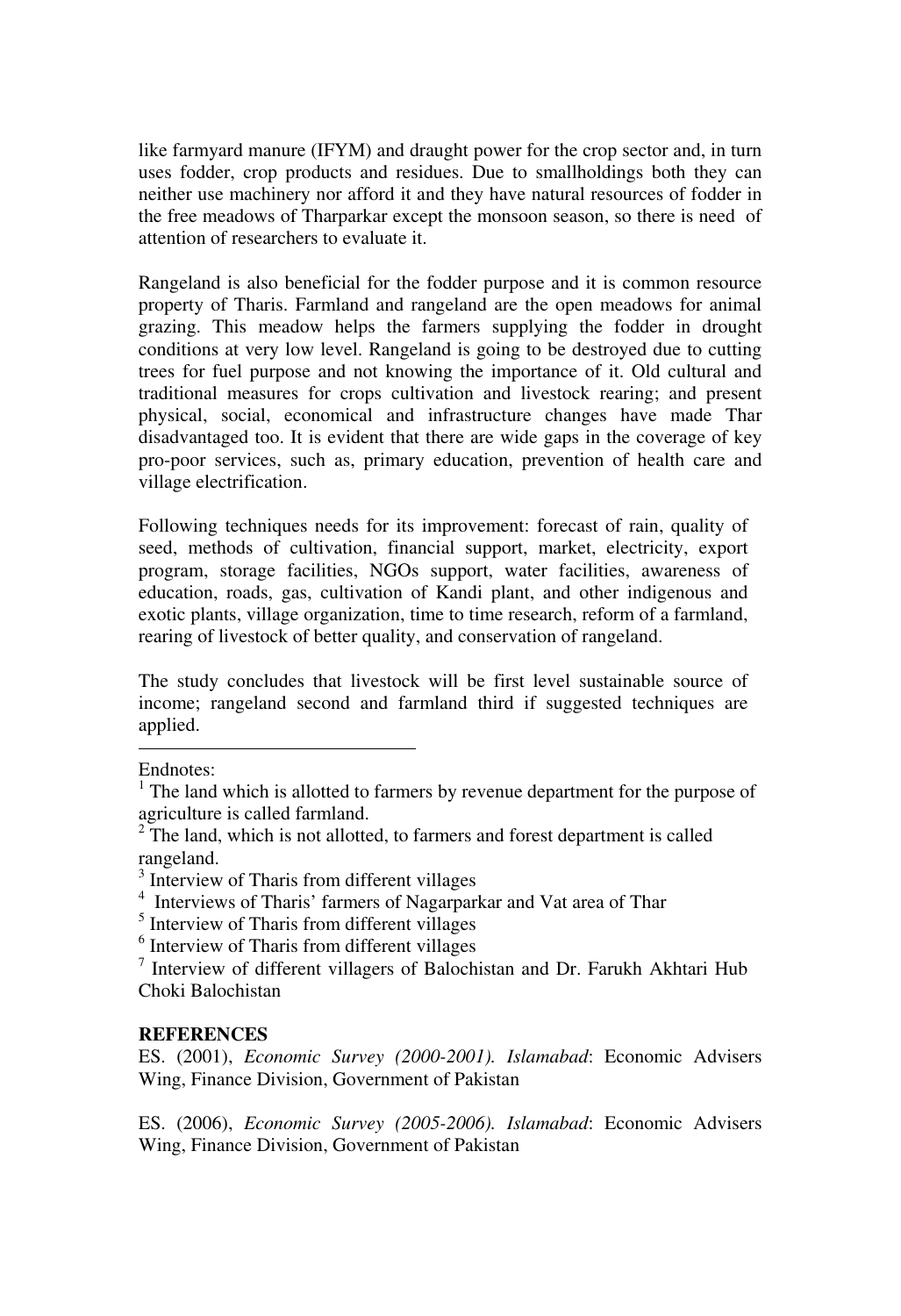like farmyard manure (IFYM) and draught power for the crop sector and, in turn uses fodder, crop products and residues. Due to smallholdings both they can neither use machinery nor afford it and they have natural resources of fodder in the free meadows of Tharparkar except the monsoon season, so there is need of attention of researchers to evaluate it.

Rangeland is also beneficial for the fodder purpose and it is common resource property of Tharis. Farmland and rangeland are the open meadows for animal grazing. This meadow helps the farmers supplying the fodder in drought conditions at very low level. Rangeland is going to be destroyed due to cutting trees for fuel purpose and not knowing the importance of it. Old cultural and traditional measures for crops cultivation and livestock rearing; and present physical, social, economical and infrastructure changes have made Thar disadvantaged too. It is evident that there are wide gaps in the coverage of key pro-poor services, such as, primary education, prevention of health care and village electrification.

Following techniques needs for its improvement: forecast of rain, quality of seed, methods of cultivation, financial support, market, electricity, export program, storage facilities, NGOs support, water facilities, awareness of education, roads, gas, cultivation of Kandi plant, and other indigenous and exotic plants, village organization, time to time research, reform of a farmland, rearing of livestock of better quality, and conservation of rangeland.

The study concludes that livestock will be first level sustainable source of income; rangeland second and farmland third if suggested techniques are applied.

---

Endnotes:

[1] The land which is allotted to farmers by revenue department for the purpose of agriculture is called farmland.

[2] The land, which is not allotted, to farmers and forest department is called rangeland.

[3] Interview of Tharis from different villages

[4] Interviews of Tharis' farmers of Nagarparkar and Vat area of Thar

[5] Interview of Tharis from different villages

[6] Interview of Tharis from different villages

[7] Interview of different villagers of Balochistan and Dr. Farukh Akhtari Hub Choki Balochistan

**REFERENCES**

ES. (2001), *Economic Survey (2000-2001). Islamabad*: Economic Advisers Wing, Finance Division, Government of Pakistan

ES. (2006), *Economic Survey (2005-2006). Islamabad*: Economic Advisers Wing, Finance Division, Government of Pakistan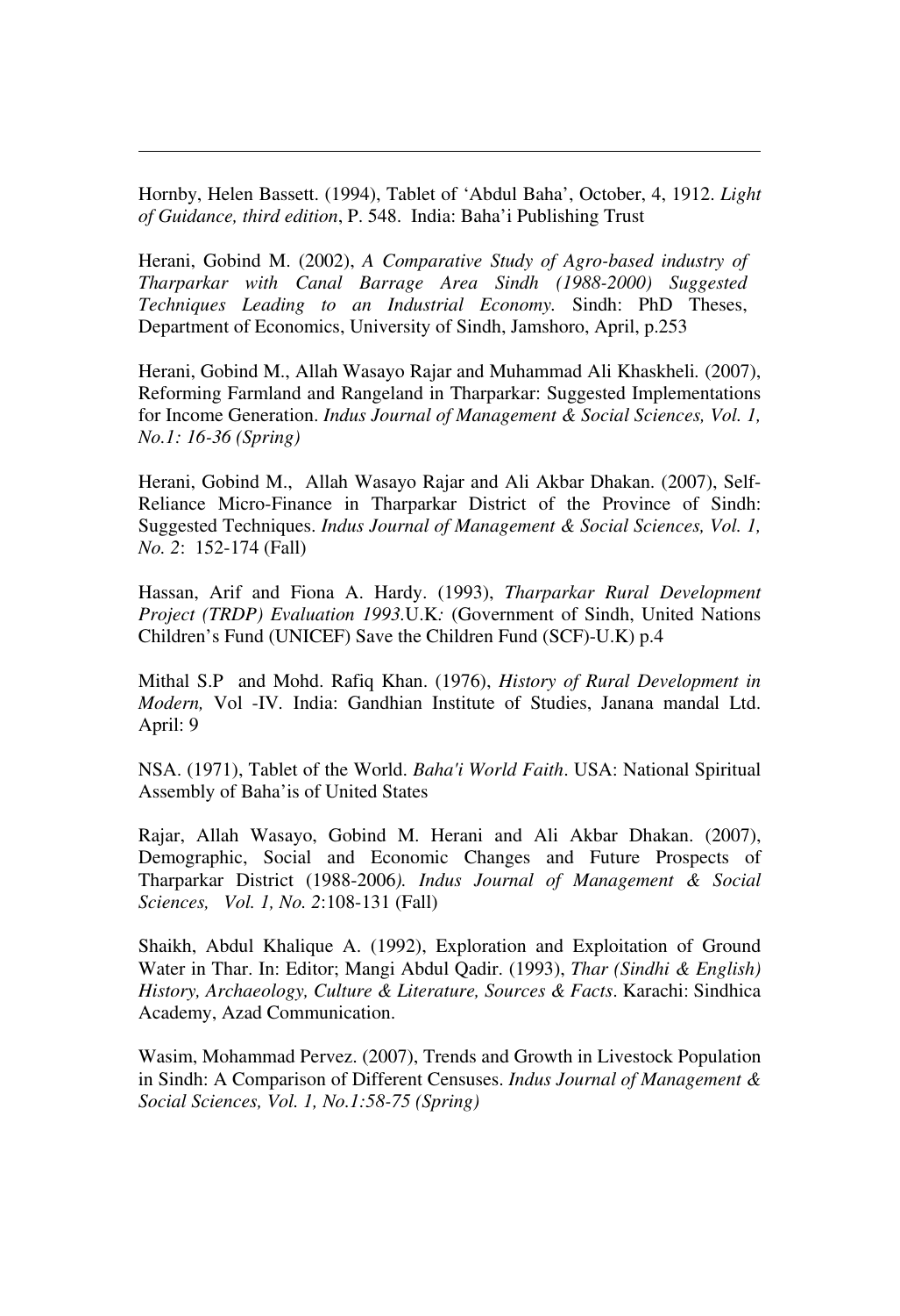Hornby, Helen Bassett. (1994), Tablet of 'Abdul Baha', October, 4, 1912. *Light of Guidance, third edition*, P. 548. India: Baha'i Publishing Trust

Herani, Gobind M. (2002), *A Comparative Study of Agro-based industry of Tharparkar with Canal Barrage Area Sindh (1988-2000) Suggested Techniques Leading to an Industrial Economy.* Sindh: PhD Theses, Department of Economics, University of Sindh, Jamshoro, April, p.253

Herani, Gobind M., Allah Wasayo Rajar and Muhammad Ali Khaskheli. (2007), Reforming Farmland and Rangeland in Tharparkar: Suggested Implementations for Income Generation. *Indus Journal of Management & Social Sciences, Vol. 1, No.1: 16-36 (Spring)*

Herani, Gobind M., Allah Wasayo Rajar and Ali Akbar Dhakan. (2007), Self-Reliance Micro-Finance in Tharparkar District of the Province of Sindh: Suggested Techniques. *Indus Journal of Management & Social Sciences, Vol. 1, No. 2*: 152-174 (Fall)

Hassan, Arif and Fiona A. Hardy. (1993), *Tharparkar Rural Development Project (TRDP) Evaluation 1993.*U.K*:* (Government of Sindh, United Nations Children's Fund (UNICEF) Save the Children Fund (SCF)-U.K) p.4

Mithal S.P and Mohd. Rafiq Khan. (1976), *History of Rural Development in Modern,* Vol -IV. India: Gandhian Institute of Studies, Janana mandal Ltd. April: 9

NSA. (1971), Tablet of the World. *Baha'i World Faith*. USA: National Spiritual Assembly of Baha'is of United States

Rajar, Allah Wasayo, Gobind M. Herani and Ali Akbar Dhakan. (2007), Demographic, Social and Economic Changes and Future Prospects of Tharparkar District (1988-2006*). Indus Journal of Management & Social Sciences, Vol. 1, No. 2*:108-131 (Fall)

Shaikh, Abdul Khalique A. (1992), Exploration and Exploitation of Ground Water in Thar. In: Editor; Mangi Abdul Qadir. (1993), *Thar (Sindhi & English) History, Archaeology, Culture & Literature, Sources & Facts*. Karachi: Sindhica Academy, Azad Communication.

Wasim, Mohammad Pervez. (2007), Trends and Growth in Livestock Population in Sindh: A Comparison of Different Censuses. *Indus Journal of Management & Social Sciences, Vol. 1, No.1:58-75 (Spring)*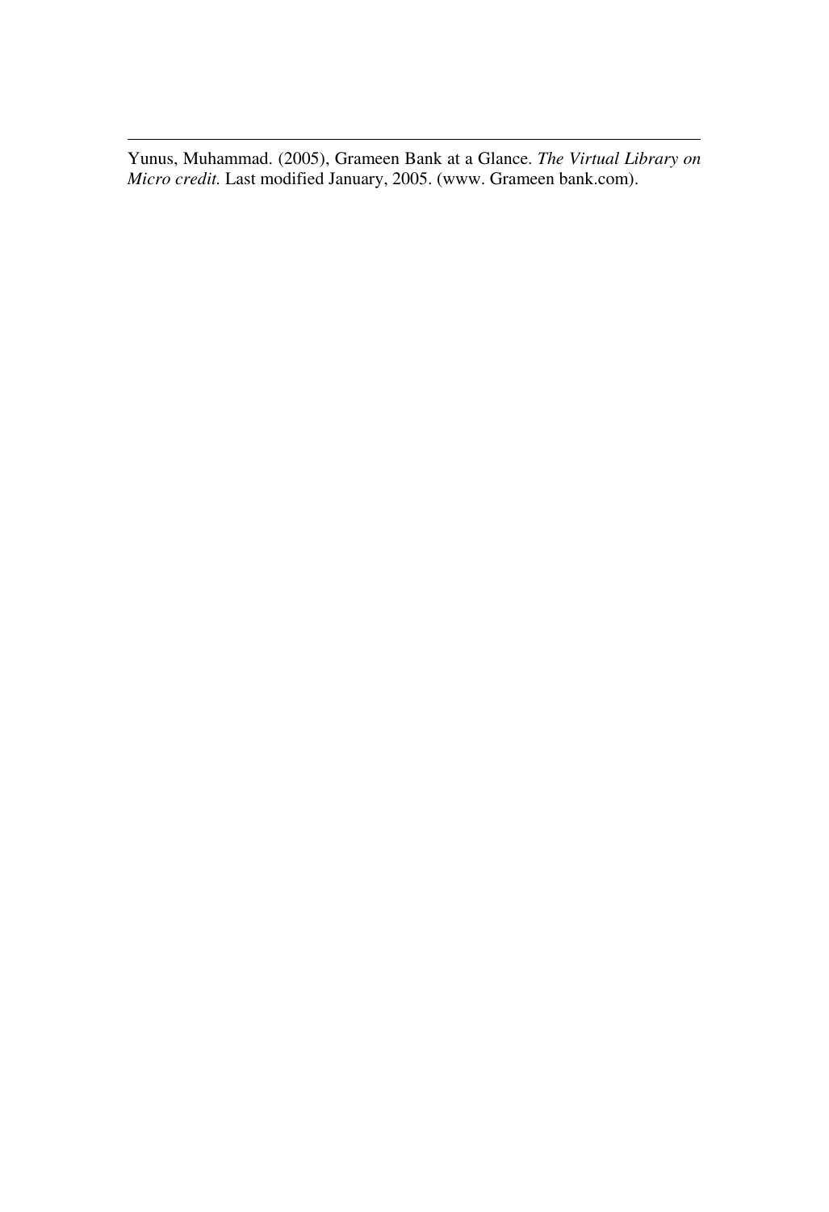Yunus, Muhammad. (2005), Grameen Bank at a Glance. *The Virtual Library on Micro credit.* Last modified January, 2005. (www. Grameen bank.com).